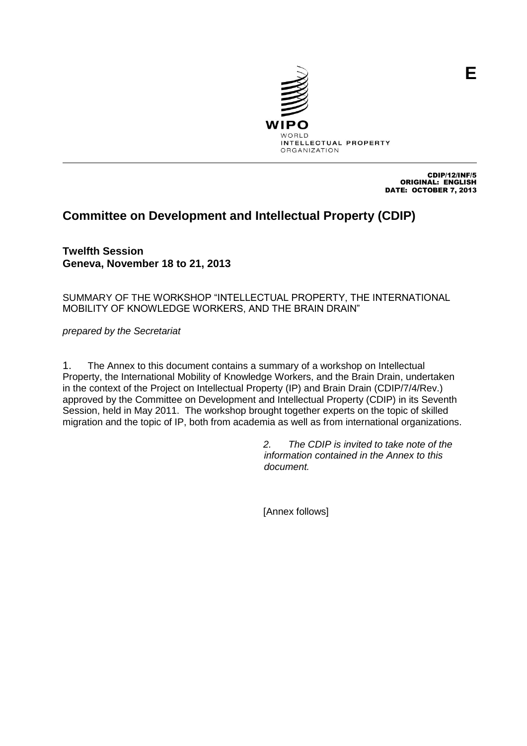E

WIPO
WORLD
INTELLECTUAL PROPERTY
ORGANIZATION

CDIP/12/INF/5
ORIGINAL: ENGLISH
DATE: OCTOBER 7, 2013

# Committee on Development and Intellectual Property (CDIP)

**Twelfth Session**
**Geneva, November 18 to 21, 2013**

SUMMARY OF THE WORKSHOP "INTELLECTUAL PROPERTY, THE INTERNATIONAL MOBILITY OF KNOWLEDGE WORKERS, AND THE BRAIN DRAIN"

*prepared by the Secretariat*

1. The Annex to this document contains a summary of a workshop on Intellectual Property, the International Mobility of Knowledge Workers, and the Brain Drain, undertaken in the context of the Project on Intellectual Property (IP) and Brain Drain (CDIP/7/4/Rev.) approved by the Committee on Development and Intellectual Property (CDIP) in its Seventh Session, held in May 2011. The workshop brought together experts on the topic of skilled migration and the topic of IP, both from academia as well as from international organizations.

*2. The CDIP is invited to take note of the information contained in the Annex to this document.*

[Annex follows]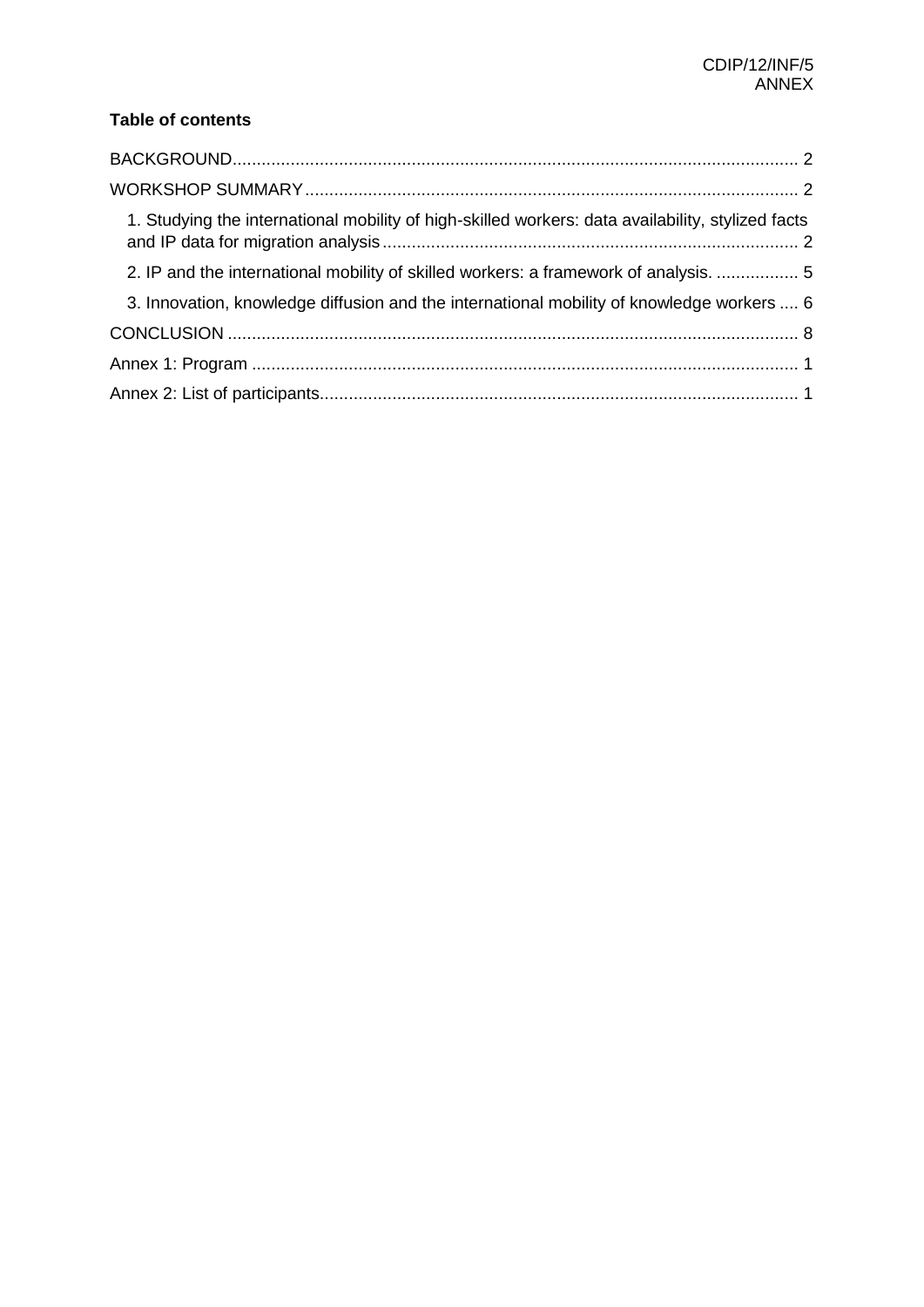**Table of contents**

BACKGROUND .......... 2

WORKSHOP SUMMARY .......... 2

- 1. Studying the international mobility of high-skilled workers: data availability, stylized facts and IP data for migration analysis .......... 2
- 2. IP and the international mobility of skilled workers: a framework of analysis. .......... 5
- 3. Innovation, knowledge diffusion and the international mobility of knowledge workers .... 6

CONCLUSION .......... 8

Annex 1: Program .......... 1

Annex 2: List of participants .......... 1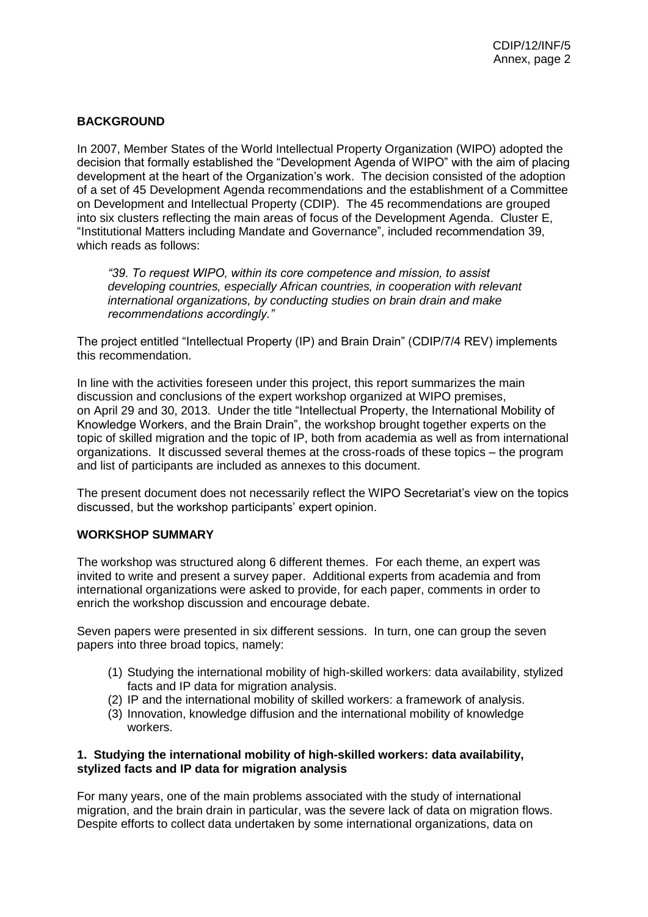## BACKGROUND

In 2007, Member States of the World Intellectual Property Organization (WIPO) adopted the decision that formally established the "Development Agenda of WIPO" with the aim of placing development at the heart of the Organization's work. The decision consisted of the adoption of a set of 45 Development Agenda recommendations and the establishment of a Committee on Development and Intellectual Property (CDIP). The 45 recommendations are grouped into six clusters reflecting the main areas of focus of the Development Agenda. Cluster E, "Institutional Matters including Mandate and Governance", included recommendation 39, which reads as follows:

> *"39. To request WIPO, within its core competence and mission, to assist developing countries, especially African countries, in cooperation with relevant international organizations, by conducting studies on brain drain and make recommendations accordingly."*

The project entitled "Intellectual Property (IP) and Brain Drain" (CDIP/7/4 REV) implements this recommendation.

In line with the activities foreseen under this project, this report summarizes the main discussion and conclusions of the expert workshop organized at WIPO premises, on April 29 and 30, 2013. Under the title "Intellectual Property, the International Mobility of Knowledge Workers, and the Brain Drain", the workshop brought together experts on the topic of skilled migration and the topic of IP, both from academia as well as from international organizations. It discussed several themes at the cross-roads of these topics – the program and list of participants are included as annexes to this document.

The present document does not necessarily reflect the WIPO Secretariat's view on the topics discussed, but the workshop participants' expert opinion.

## WORKSHOP SUMMARY

The workshop was structured along 6 different themes. For each theme, an expert was invited to write and present a survey paper. Additional experts from academia and from international organizations were asked to provide, for each paper, comments in order to enrich the workshop discussion and encourage debate.

Seven papers were presented in six different sessions. In turn, one can group the seven papers into three broad topics, namely:

1. Studying the international mobility of high-skilled workers: data availability, stylized facts and IP data for migration analysis.
2. IP and the international mobility of skilled workers: a framework of analysis.
3. Innovation, knowledge diffusion and the international mobility of knowledge workers.

### 1. Studying the international mobility of high-skilled workers: data availability, stylized facts and IP data for migration analysis

For many years, one of the main problems associated with the study of international migration, and the brain drain in particular, was the severe lack of data on migration flows. Despite efforts to collect data undertaken by some international organizations, data on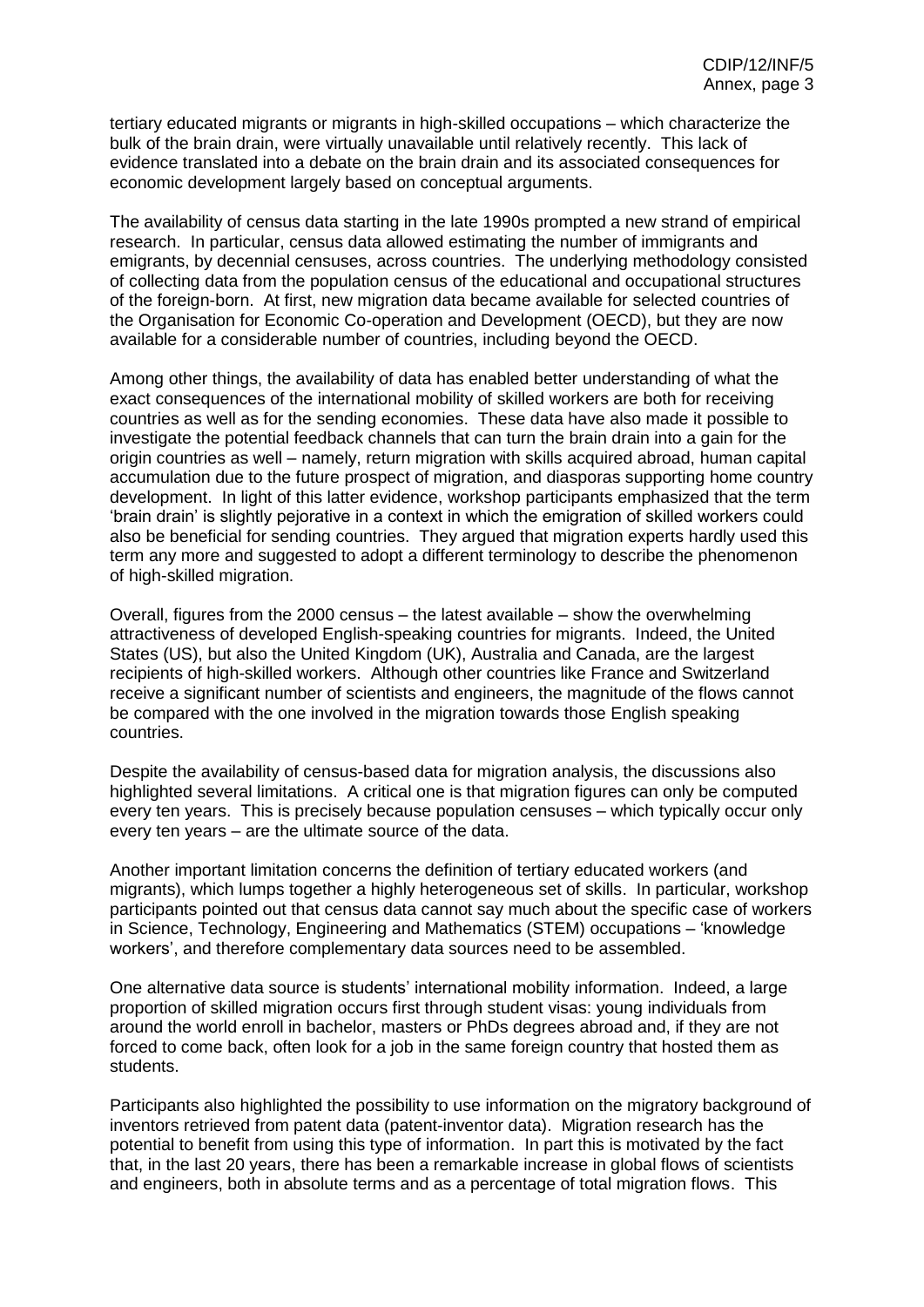tertiary educated migrants or migrants in high-skilled occupations – which characterize the bulk of the brain drain, were virtually unavailable until relatively recently. This lack of evidence translated into a debate on the brain drain and its associated consequences for economic development largely based on conceptual arguments.

The availability of census data starting in the late 1990s prompted a new strand of empirical research. In particular, census data allowed estimating the number of immigrants and emigrants, by decennial censuses, across countries. The underlying methodology consisted of collecting data from the population census of the educational and occupational structures of the foreign-born. At first, new migration data became available for selected countries of the Organisation for Economic Co-operation and Development (OECD), but they are now available for a considerable number of countries, including beyond the OECD.

Among other things, the availability of data has enabled better understanding of what the exact consequences of the international mobility of skilled workers are both for receiving countries as well as for the sending economies. These data have also made it possible to investigate the potential feedback channels that can turn the brain drain into a gain for the origin countries as well – namely, return migration with skills acquired abroad, human capital accumulation due to the future prospect of migration, and diasporas supporting home country development. In light of this latter evidence, workshop participants emphasized that the term 'brain drain' is slightly pejorative in a context in which the emigration of skilled workers could also be beneficial for sending countries. They argued that migration experts hardly used this term any more and suggested to adopt a different terminology to describe the phenomenon of high-skilled migration.

Overall, figures from the 2000 census – the latest available – show the overwhelming attractiveness of developed English-speaking countries for migrants. Indeed, the United States (US), but also the United Kingdom (UK), Australia and Canada, are the largest recipients of high-skilled workers. Although other countries like France and Switzerland receive a significant number of scientists and engineers, the magnitude of the flows cannot be compared with the one involved in the migration towards those English speaking countries.

Despite the availability of census-based data for migration analysis, the discussions also highlighted several limitations. A critical one is that migration figures can only be computed every ten years. This is precisely because population censuses – which typically occur only every ten years – are the ultimate source of the data.

Another important limitation concerns the definition of tertiary educated workers (and migrants), which lumps together a highly heterogeneous set of skills. In particular, workshop participants pointed out that census data cannot say much about the specific case of workers in Science, Technology, Engineering and Mathematics (STEM) occupations – 'knowledge workers', and therefore complementary data sources need to be assembled.

One alternative data source is students' international mobility information. Indeed, a large proportion of skilled migration occurs first through student visas: young individuals from around the world enroll in bachelor, masters or PhDs degrees abroad and, if they are not forced to come back, often look for a job in the same foreign country that hosted them as students.

Participants also highlighted the possibility to use information on the migratory background of inventors retrieved from patent data (patent-inventor data). Migration research has the potential to benefit from using this type of information. In part this is motivated by the fact that, in the last 20 years, there has been a remarkable increase in global flows of scientists and engineers, both in absolute terms and as a percentage of total migration flows. This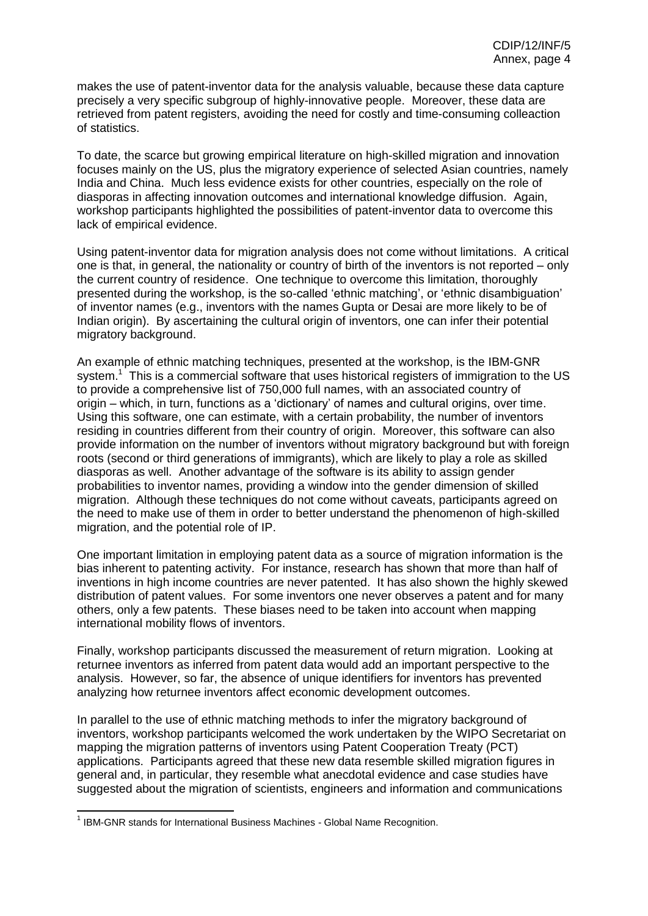makes the use of patent-inventor data for the analysis valuable, because these data capture precisely a very specific subgroup of highly-innovative people. Moreover, these data are retrieved from patent registers, avoiding the need for costly and time-consuming colleaction of statistics.

To date, the scarce but growing empirical literature on high-skilled migration and innovation focuses mainly on the US, plus the migratory experience of selected Asian countries, namely India and China. Much less evidence exists for other countries, especially on the role of diasporas in affecting innovation outcomes and international knowledge diffusion. Again, workshop participants highlighted the possibilities of patent-inventor data to overcome this lack of empirical evidence.

Using patent-inventor data for migration analysis does not come without limitations. A critical one is that, in general, the nationality or country of birth of the inventors is not reported – only the current country of residence. One technique to overcome this limitation, thoroughly presented during the workshop, is the so-called 'ethnic matching', or 'ethnic disambiguation' of inventor names (e.g., inventors with the names Gupta or Desai are more likely to be of Indian origin). By ascertaining the cultural origin of inventors, one can infer their potential migratory background.

An example of ethnic matching techniques, presented at the workshop, is the IBM-GNR system.[1] This is a commercial software that uses historical registers of immigration to the US to provide a comprehensive list of 750,000 full names, with an associated country of origin – which, in turn, functions as a 'dictionary' of names and cultural origins, over time. Using this software, one can estimate, with a certain probability, the number of inventors residing in countries different from their country of origin. Moreover, this software can also provide information on the number of inventors without migratory background but with foreign roots (second or third generations of immigrants), which are likely to play a role as skilled diasporas as well. Another advantage of the software is its ability to assign gender probabilities to inventor names, providing a window into the gender dimension of skilled migration. Although these techniques do not come without caveats, participants agreed on the need to make use of them in order to better understand the phenomenon of high-skilled migration, and the potential role of IP.

One important limitation in employing patent data as a source of migration information is the bias inherent to patenting activity. For instance, research has shown that more than half of inventions in high income countries are never patented. It has also shown the highly skewed distribution of patent values. For some inventors one never observes a patent and for many others, only a few patents. These biases need to be taken into account when mapping international mobility flows of inventors.

Finally, workshop participants discussed the measurement of return migration. Looking at returnee inventors as inferred from patent data would add an important perspective to the analysis. However, so far, the absence of unique identifiers for inventors has prevented analyzing how returnee inventors affect economic development outcomes.

In parallel to the use of ethnic matching methods to infer the migratory background of inventors, workshop participants welcomed the work undertaken by the WIPO Secretariat on mapping the migration patterns of inventors using Patent Cooperation Treaty (PCT) applications. Participants agreed that these new data resemble skilled migration figures in general and, in particular, they resemble what anecdotal evidence and case studies have suggested about the migration of scientists, engineers and information and communications

[1] IBM-GNR stands for International Business Machines - Global Name Recognition.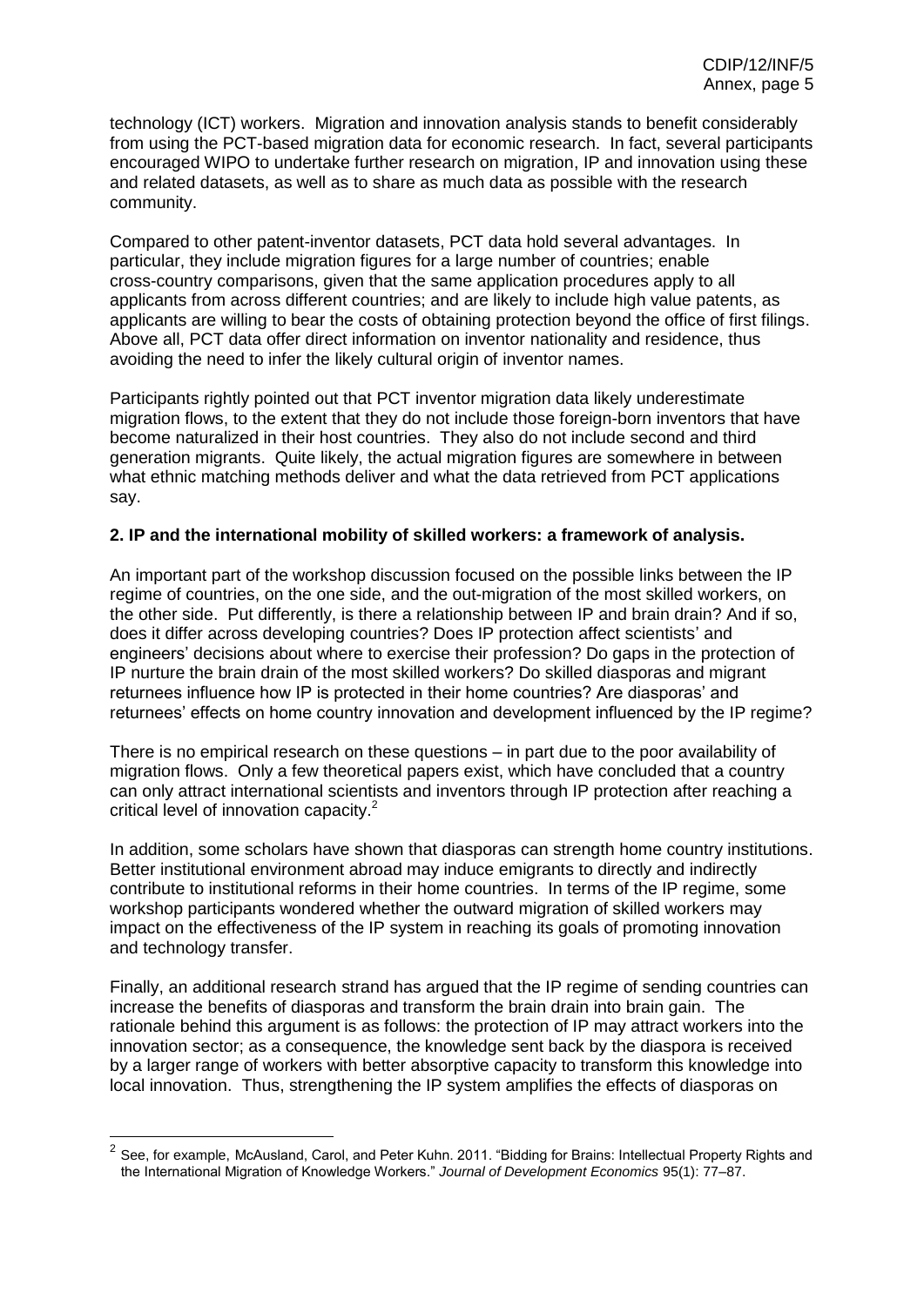technology (ICT) workers. Migration and innovation analysis stands to benefit considerably from using the PCT-based migration data for economic research. In fact, several participants encouraged WIPO to undertake further research on migration, IP and innovation using these and related datasets, as well as to share as much data as possible with the research community.

Compared to other patent-inventor datasets, PCT data hold several advantages. In particular, they include migration figures for a large number of countries; enable cross-country comparisons, given that the same application procedures apply to all applicants from across different countries; and are likely to include high value patents, as applicants are willing to bear the costs of obtaining protection beyond the office of first filings. Above all, PCT data offer direct information on inventor nationality and residence, thus avoiding the need to infer the likely cultural origin of inventor names.

Participants rightly pointed out that PCT inventor migration data likely underestimate migration flows, to the extent that they do not include those foreign-born inventors that have become naturalized in their host countries. They also do not include second and third generation migrants. Quite likely, the actual migration figures are somewhere in between what ethnic matching methods deliver and what the data retrieved from PCT applications say.

**2. IP and the international mobility of skilled workers: a framework of analysis.**

An important part of the workshop discussion focused on the possible links between the IP regime of countries, on the one side, and the out-migration of the most skilled workers, on the other side. Put differently, is there a relationship between IP and brain drain? And if so, does it differ across developing countries? Does IP protection affect scientists' and engineers' decisions about where to exercise their profession? Do gaps in the protection of IP nurture the brain drain of the most skilled workers? Do skilled diasporas and migrant returnees influence how IP is protected in their home countries? Are diasporas' and returnees' effects on home country innovation and development influenced by the IP regime?

There is no empirical research on these questions – in part due to the poor availability of migration flows. Only a few theoretical papers exist, which have concluded that a country can only attract international scientists and inventors through IP protection after reaching a critical level of innovation capacity.[2]

In addition, some scholars have shown that diasporas can strength home country institutions. Better institutional environment abroad may induce emigrants to directly and indirectly contribute to institutional reforms in their home countries. In terms of the IP regime, some workshop participants wondered whether the outward migration of skilled workers may impact on the effectiveness of the IP system in reaching its goals of promoting innovation and technology transfer.

Finally, an additional research strand has argued that the IP regime of sending countries can increase the benefits of diasporas and transform the brain drain into brain gain. The rationale behind this argument is as follows: the protection of IP may attract workers into the innovation sector; as a consequence, the knowledge sent back by the diaspora is received by a larger range of workers with better absorptive capacity to transform this knowledge into local innovation. Thus, strengthening the IP system amplifies the effects of diasporas on

---

[2] See, for example, McAusland, Carol, and Peter Kuhn. 2011. "Bidding for Brains: Intellectual Property Rights and the International Migration of Knowledge Workers." *Journal of Development Economics* 95(1): 77–87.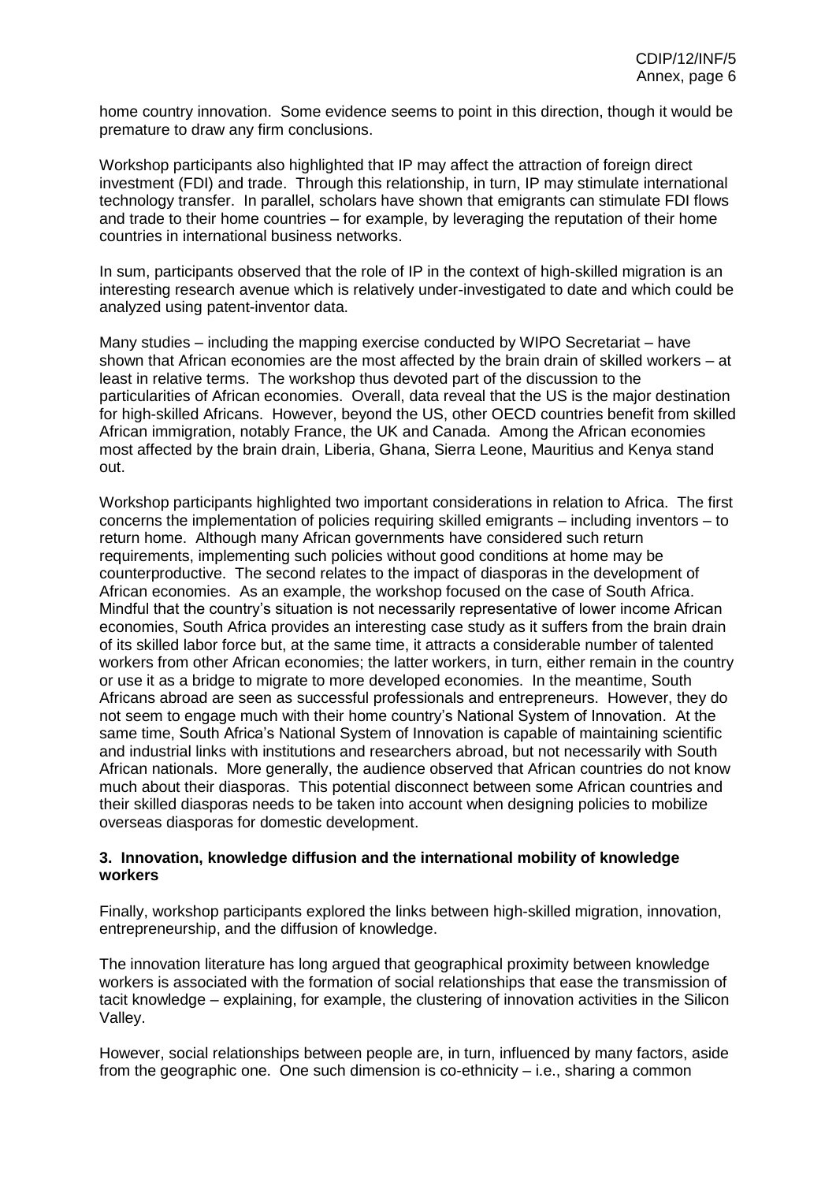home country innovation. Some evidence seems to point in this direction, though it would be premature to draw any firm conclusions.

Workshop participants also highlighted that IP may affect the attraction of foreign direct investment (FDI) and trade. Through this relationship, in turn, IP may stimulate international technology transfer. In parallel, scholars have shown that emigrants can stimulate FDI flows and trade to their home countries – for example, by leveraging the reputation of their home countries in international business networks.

In sum, participants observed that the role of IP in the context of high-skilled migration is an interesting research avenue which is relatively under-investigated to date and which could be analyzed using patent-inventor data.

Many studies – including the mapping exercise conducted by WIPO Secretariat – have shown that African economies are the most affected by the brain drain of skilled workers – at least in relative terms. The workshop thus devoted part of the discussion to the particularities of African economies. Overall, data reveal that the US is the major destination for high-skilled Africans. However, beyond the US, other OECD countries benefit from skilled African immigration, notably France, the UK and Canada. Among the African economies most affected by the brain drain, Liberia, Ghana, Sierra Leone, Mauritius and Kenya stand out.

Workshop participants highlighted two important considerations in relation to Africa. The first concerns the implementation of policies requiring skilled emigrants – including inventors – to return home. Although many African governments have considered such return requirements, implementing such policies without good conditions at home may be counterproductive. The second relates to the impact of diasporas in the development of African economies. As an example, the workshop focused on the case of South Africa. Mindful that the country's situation is not necessarily representative of lower income African economies, South Africa provides an interesting case study as it suffers from the brain drain of its skilled labor force but, at the same time, it attracts a considerable number of talented workers from other African economies; the latter workers, in turn, either remain in the country or use it as a bridge to migrate to more developed economies. In the meantime, South Africans abroad are seen as successful professionals and entrepreneurs. However, they do not seem to engage much with their home country's National System of Innovation. At the same time, South Africa's National System of Innovation is capable of maintaining scientific and industrial links with institutions and researchers abroad, but not necessarily with South African nationals. More generally, the audience observed that African countries do not know much about their diasporas. This potential disconnect between some African countries and their skilled diasporas needs to be taken into account when designing policies to mobilize overseas diasporas for domestic development.

### 3. Innovation, knowledge diffusion and the international mobility of knowledge workers

Finally, workshop participants explored the links between high-skilled migration, innovation, entrepreneurship, and the diffusion of knowledge.

The innovation literature has long argued that geographical proximity between knowledge workers is associated with the formation of social relationships that ease the transmission of tacit knowledge – explaining, for example, the clustering of innovation activities in the Silicon Valley.

However, social relationships between people are, in turn, influenced by many factors, aside from the geographic one. One such dimension is co-ethnicity – i.e., sharing a common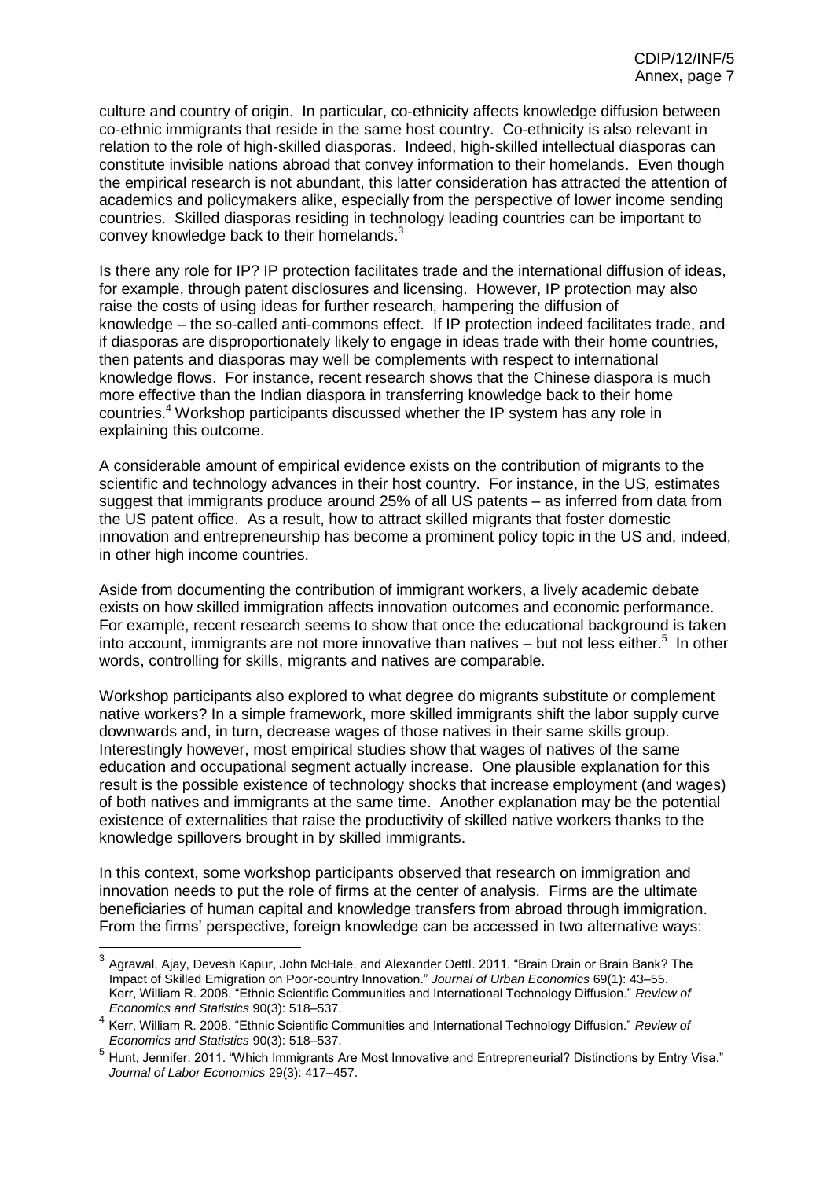culture and country of origin. In particular, co-ethnicity affects knowledge diffusion between co-ethnic immigrants that reside in the same host country. Co-ethnicity is also relevant in relation to the role of high-skilled diasporas. Indeed, high-skilled intellectual diasporas can constitute invisible nations abroad that convey information to their homelands. Even though the empirical research is not abundant, this latter consideration has attracted the attention of academics and policymakers alike, especially from the perspective of lower income sending countries. Skilled diasporas residing in technology leading countries can be important to convey knowledge back to their homelands.[3]

Is there any role for IP? IP protection facilitates trade and the international diffusion of ideas, for example, through patent disclosures and licensing. However, IP protection may also raise the costs of using ideas for further research, hampering the diffusion of knowledge – the so-called anti-commons effect. If IP protection indeed facilitates trade, and if diasporas are disproportionately likely to engage in ideas trade with their home countries, then patents and diasporas may well be complements with respect to international knowledge flows. For instance, recent research shows that the Chinese diaspora is much more effective than the Indian diaspora in transferring knowledge back to their home countries.[4] Workshop participants discussed whether the IP system has any role in explaining this outcome.

A considerable amount of empirical evidence exists on the contribution of migrants to the scientific and technology advances in their host country. For instance, in the US, estimates suggest that immigrants produce around 25% of all US patents – as inferred from data from the US patent office. As a result, how to attract skilled migrants that foster domestic innovation and entrepreneurship has become a prominent policy topic in the US and, indeed, in other high income countries.

Aside from documenting the contribution of immigrant workers, a lively academic debate exists on how skilled immigration affects innovation outcomes and economic performance. For example, recent research seems to show that once the educational background is taken into account, immigrants are not more innovative than natives – but not less either.[5] In other words, controlling for skills, migrants and natives are comparable.

Workshop participants also explored to what degree do migrants substitute or complement native workers? In a simple framework, more skilled immigrants shift the labor supply curve downwards and, in turn, decrease wages of those natives in their same skills group. Interestingly however, most empirical studies show that wages of natives of the same education and occupational segment actually increase. One plausible explanation for this result is the possible existence of technology shocks that increase employment (and wages) of both natives and immigrants at the same time. Another explanation may be the potential existence of externalities that raise the productivity of skilled native workers thanks to the knowledge spillovers brought in by skilled immigrants.

In this context, some workshop participants observed that research on immigration and innovation needs to put the role of firms at the center of analysis. Firms are the ultimate beneficiaries of human capital and knowledge transfers from abroad through immigration. From the firms' perspective, foreign knowledge can be accessed in two alternative ways:

---

[3] Agrawal, Ajay, Devesh Kapur, John McHale, and Alexander Oettl. 2011. "Brain Drain or Brain Bank? The Impact of Skilled Emigration on Poor-country Innovation." *Journal of Urban Economics* 69(1): 43–55. Kerr, William R. 2008. "Ethnic Scientific Communities and International Technology Diffusion." *Review of Economics and Statistics* 90(3): 518–537.

[4] Kerr, William R. 2008. "Ethnic Scientific Communities and International Technology Diffusion." *Review of Economics and Statistics* 90(3): 518–537.

[5] Hunt, Jennifer. 2011. "Which Immigrants Are Most Innovative and Entrepreneurial? Distinctions by Entry Visa." *Journal of Labor Economics* 29(3): 417–457.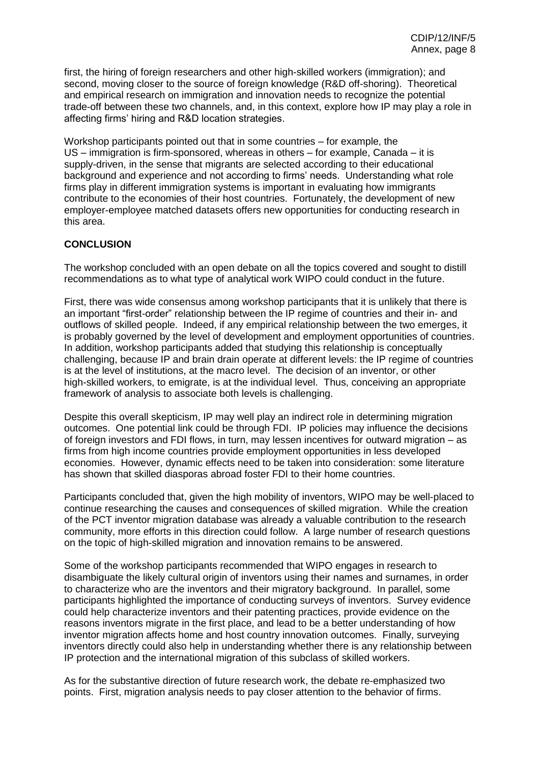first, the hiring of foreign researchers and other high-skilled workers (immigration); and second, moving closer to the source of foreign knowledge (R&D off-shoring). Theoretical and empirical research on immigration and innovation needs to recognize the potential trade-off between these two channels, and, in this context, explore how IP may play a role in affecting firms' hiring and R&D location strategies.

Workshop participants pointed out that in some countries – for example, the US – immigration is firm-sponsored, whereas in others – for example, Canada – it is supply-driven, in the sense that migrants are selected according to their educational background and experience and not according to firms' needs. Understanding what role firms play in different immigration systems is important in evaluating how immigrants contribute to the economies of their host countries. Fortunately, the development of new employer-employee matched datasets offers new opportunities for conducting research in this area.

**CONCLUSION**

The workshop concluded with an open debate on all the topics covered and sought to distill recommendations as to what type of analytical work WIPO could conduct in the future.

First, there was wide consensus among workshop participants that it is unlikely that there is an important "first-order" relationship between the IP regime of countries and their in- and outflows of skilled people. Indeed, if any empirical relationship between the two emerges, it is probably governed by the level of development and employment opportunities of countries. In addition, workshop participants added that studying this relationship is conceptually challenging, because IP and brain drain operate at different levels: the IP regime of countries is at the level of institutions, at the macro level. The decision of an inventor, or other high-skilled workers, to emigrate, is at the individual level. Thus, conceiving an appropriate framework of analysis to associate both levels is challenging.

Despite this overall skepticism, IP may well play an indirect role in determining migration outcomes. One potential link could be through FDI. IP policies may influence the decisions of foreign investors and FDI flows, in turn, may lessen incentives for outward migration – as firms from high income countries provide employment opportunities in less developed economies. However, dynamic effects need to be taken into consideration: some literature has shown that skilled diasporas abroad foster FDI to their home countries.

Participants concluded that, given the high mobility of inventors, WIPO may be well-placed to continue researching the causes and consequences of skilled migration. While the creation of the PCT inventor migration database was already a valuable contribution to the research community, more efforts in this direction could follow. A large number of research questions on the topic of high-skilled migration and innovation remains to be answered.

Some of the workshop participants recommended that WIPO engages in research to disambiguate the likely cultural origin of inventors using their names and surnames, in order to characterize who are the inventors and their migratory background. In parallel, some participants highlighted the importance of conducting surveys of inventors. Survey evidence could help characterize inventors and their patenting practices, provide evidence on the reasons inventors migrate in the first place, and lead to be a better understanding of how inventor migration affects home and host country innovation outcomes. Finally, surveying inventors directly could also help in understanding whether there is any relationship between IP protection and the international migration of this subclass of skilled workers.

As for the substantive direction of future research work, the debate re-emphasized two points. First, migration analysis needs to pay closer attention to the behavior of firms.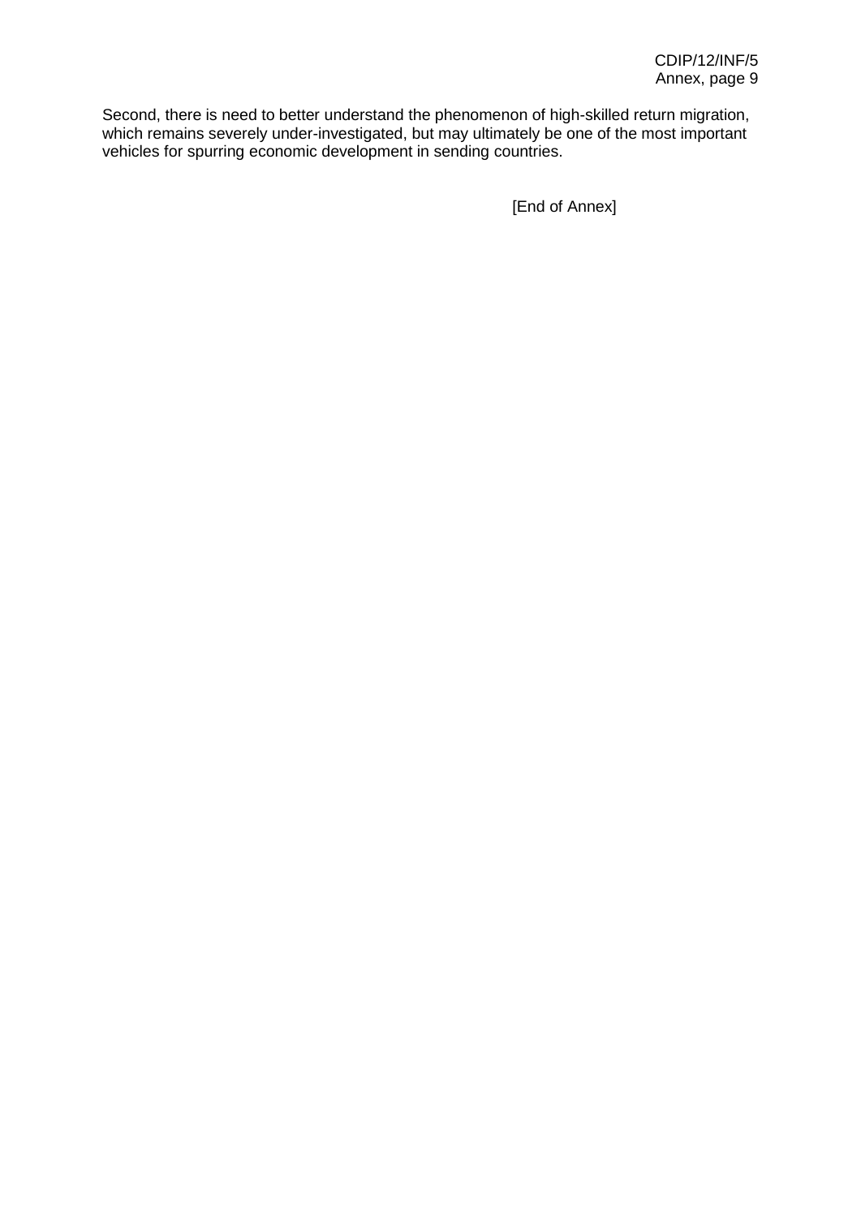Second, there is need to better understand the phenomenon of high-skilled return migration, which remains severely under-investigated, but may ultimately be one of the most important vehicles for spurring economic development in sending countries.

[End of Annex]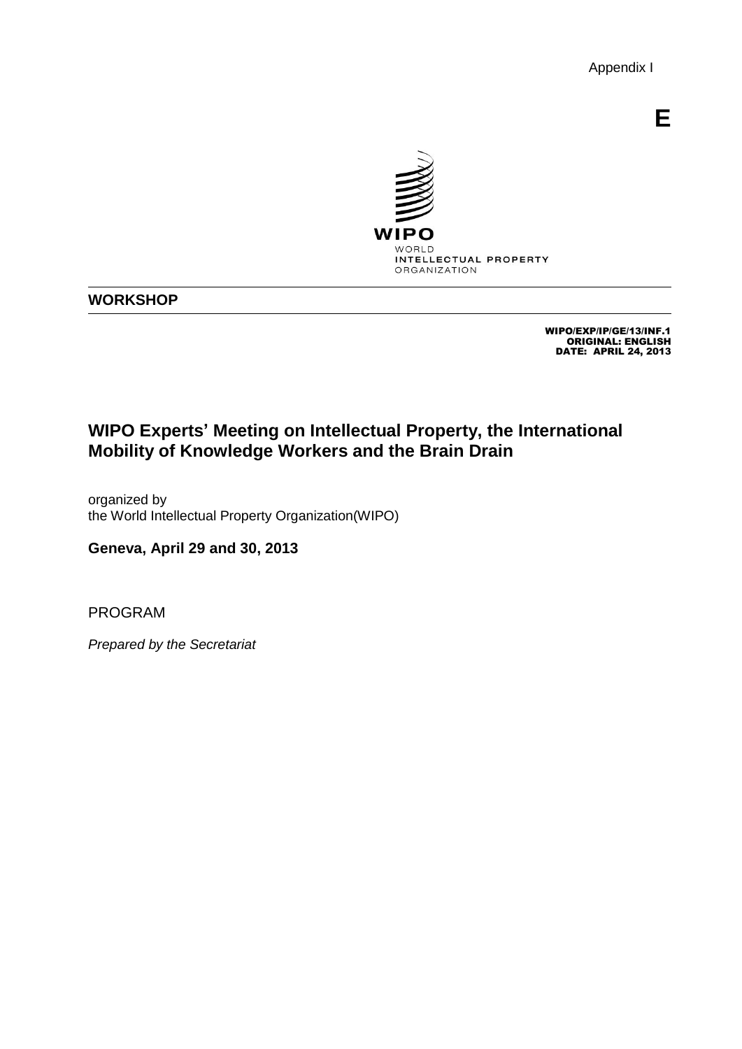Appendix I

E

WIPO
WORLD
INTELLECTUAL PROPERTY
ORGANIZATION

**WORKSHOP**

WIPO/EXP/IP/GE/13/INF.1
ORIGINAL: ENGLISH
DATE: APRIL 24, 2013

## WIPO Experts' Meeting on Intellectual Property, the International Mobility of Knowledge Workers and the Brain Drain

organized by
the World Intellectual Property Organization(WIPO)

**Geneva, April 29 and 30, 2013**

PROGRAM

*Prepared by the Secretariat*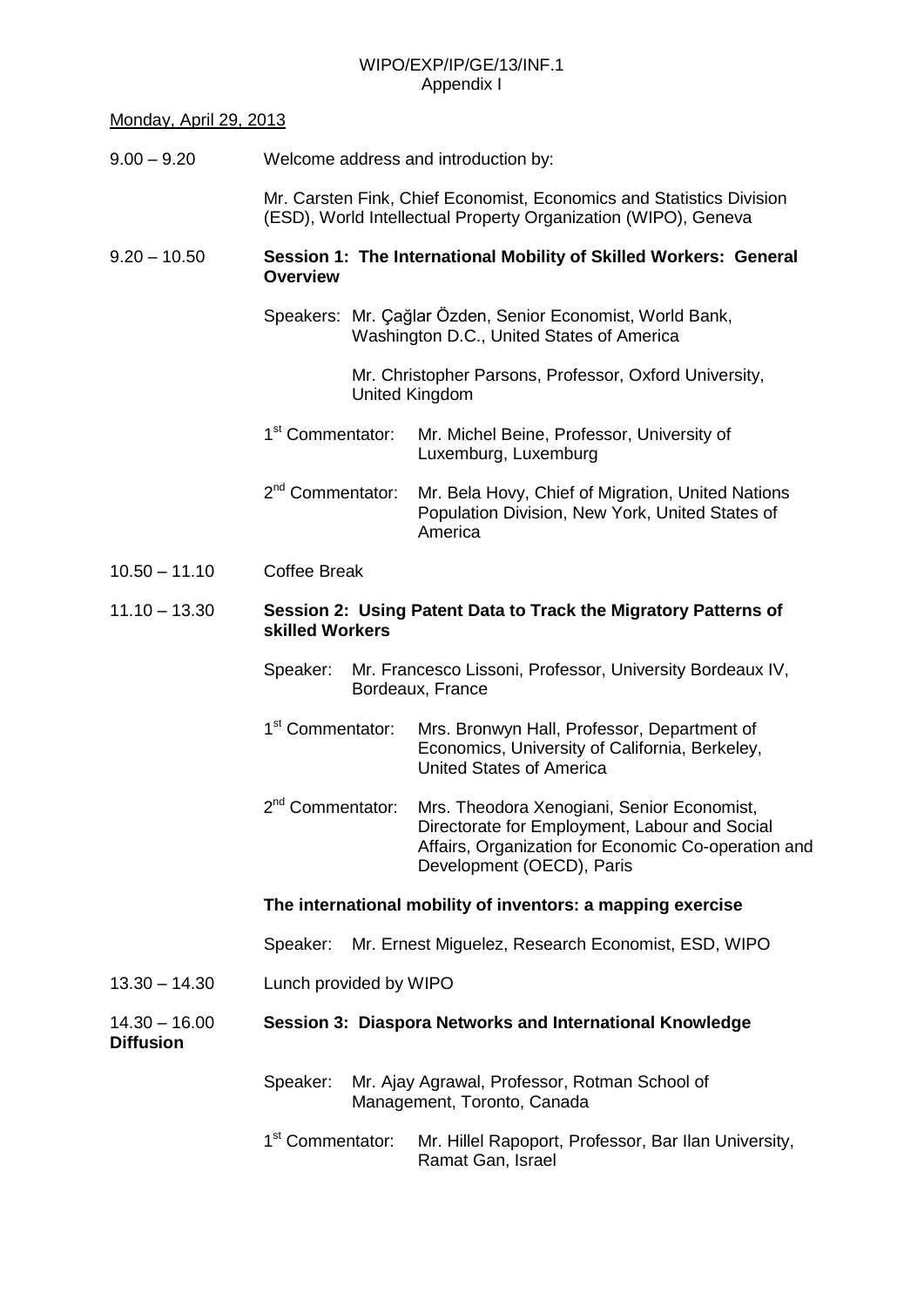Monday, April 29, 2013

9.00 – 9.20 Welcome address and introduction by:

Mr. Carsten Fink, Chief Economist, Economics and Statistics Division (ESD), World Intellectual Property Organization (WIPO), Geneva

9.20 – 10.50 **Session 1: The International Mobility of Skilled Workers: General Overview**

Speakers: Mr. Çağlar Özden, Senior Economist, World Bank, Washington D.C., United States of America

Mr. Christopher Parsons, Professor, Oxford University, United Kingdom

1st Commentator: Mr. Michel Beine, Professor, University of Luxemburg, Luxemburg

2nd Commentator: Mr. Bela Hovy, Chief of Migration, United Nations Population Division, New York, United States of America

10.50 – 11.10 Coffee Break

11.10 – 13.30 **Session 2: Using Patent Data to Track the Migratory Patterns of skilled Workers**

Speaker: Mr. Francesco Lissoni, Professor, University Bordeaux IV, Bordeaux, France

1st Commentator: Mrs. Bronwyn Hall, Professor, Department of Economics, University of California, Berkeley, United States of America

2nd Commentator: Mrs. Theodora Xenogiani, Senior Economist, Directorate for Employment, Labour and Social Affairs, Organization for Economic Co-operation and Development (OECD), Paris

**The international mobility of inventors: a mapping exercise**

Speaker: Mr. Ernest Miguelez, Research Economist, ESD, WIPO

13.30 – 14.30 Lunch provided by WIPO

14.30 – 16.00 **Session 3: Diaspora Networks and International Knowledge Diffusion**

Speaker: Mr. Ajay Agrawal, Professor, Rotman School of Management, Toronto, Canada

1st Commentator: Mr. Hillel Rapoport, Professor, Bar Ilan University, Ramat Gan, Israel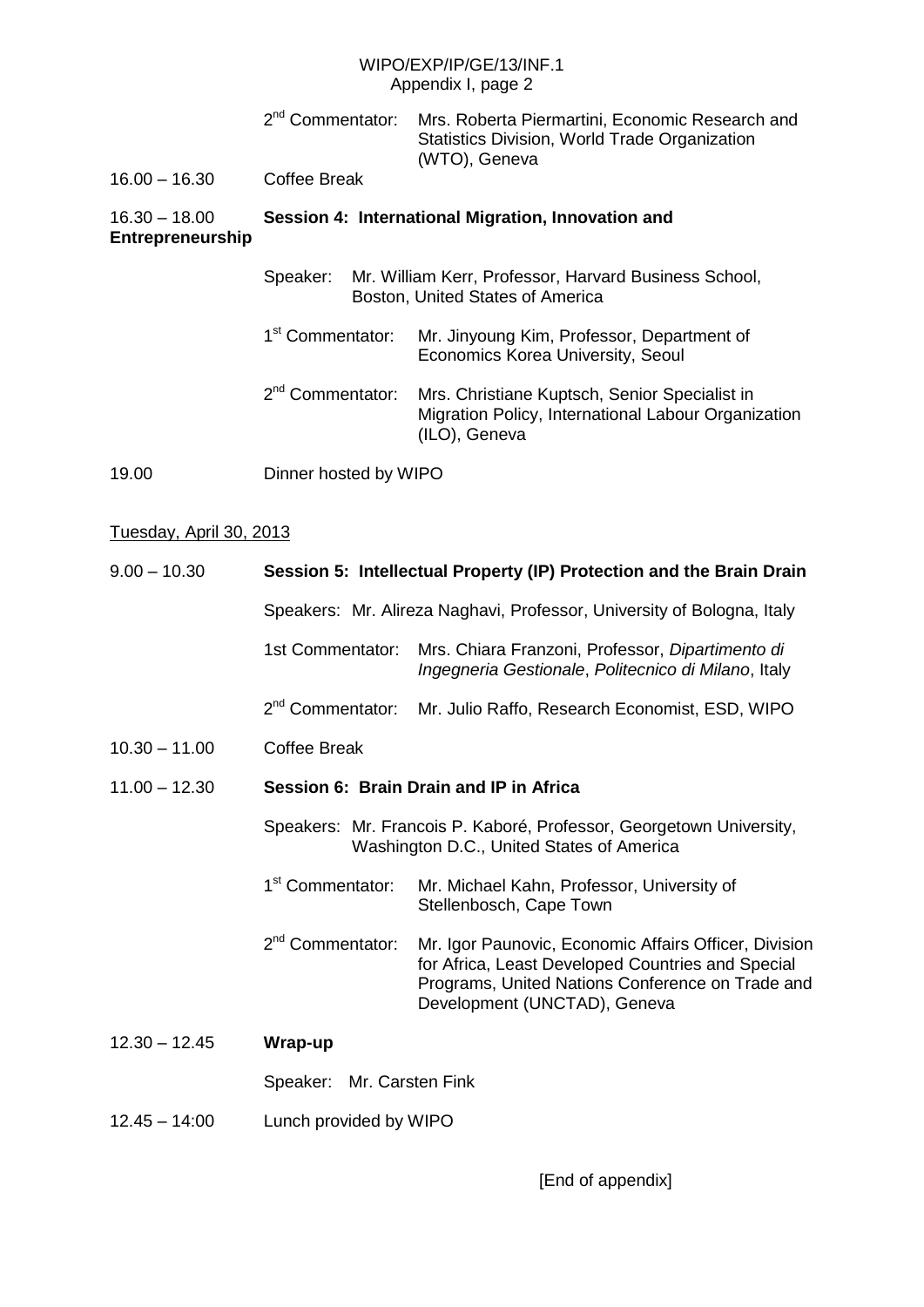| | | |
|---|---|---|
| | 2nd Commentator: | Mrs. Roberta Piermartini, Economic Research and Statistics Division, World Trade Organization (WTO), Geneva |
| 16.00 – 16.30 | Coffee Break | |
| 16.30 – 18.00 | **Session 4: International Migration, Innovation and Entrepreneurship** | |
| | Speaker: | Mr. William Kerr, Professor, Harvard Business School, Boston, United States of America |
| | 1st Commentator: | Mr. Jinyoung Kim, Professor, Department of Economics Korea University, Seoul |
| | 2nd Commentator: | Mrs. Christiane Kuptsch, Senior Specialist in Migration Policy, International Labour Organization (ILO), Geneva |
| 19.00 | Dinner hosted by WIPO | |

Tuesday, April 30, 2013

| | | |
|---|---|---|
| 9.00 – 10.30 | **Session 5: Intellectual Property (IP) Protection and the Brain Drain** | |
| | Speakers: | Mr. Alireza Naghavi, Professor, University of Bologna, Italy |
| | 1st Commentator: | Mrs. Chiara Franzoni, Professor, *Dipartimento di Ingegneria Gestionale*, *Politecnico di Milano*, Italy |
| | 2nd Commentator: | Mr. Julio Raffo, Research Economist, ESD, WIPO |
| 10.30 – 11.00 | Coffee Break | |
| 11.00 – 12.30 | **Session 6: Brain Drain and IP in Africa** | |
| | Speakers: | Mr. Francois P. Kaboré, Professor, Georgetown University, Washington D.C., United States of America |
| | 1st Commentator: | Mr. Michael Kahn, Professor, University of Stellenbosch, Cape Town |
| | 2nd Commentator: | Mr. Igor Paunovic, Economic Affairs Officer, Division for Africa, Least Developed Countries and Special Programs, United Nations Conference on Trade and Development (UNCTAD), Geneva |
| 12.30 – 12.45 | **Wrap-up** | |
| | Speaker: | Mr. Carsten Fink |
| 12.45 – 14:00 | Lunch provided by WIPO | |

[End of appendix]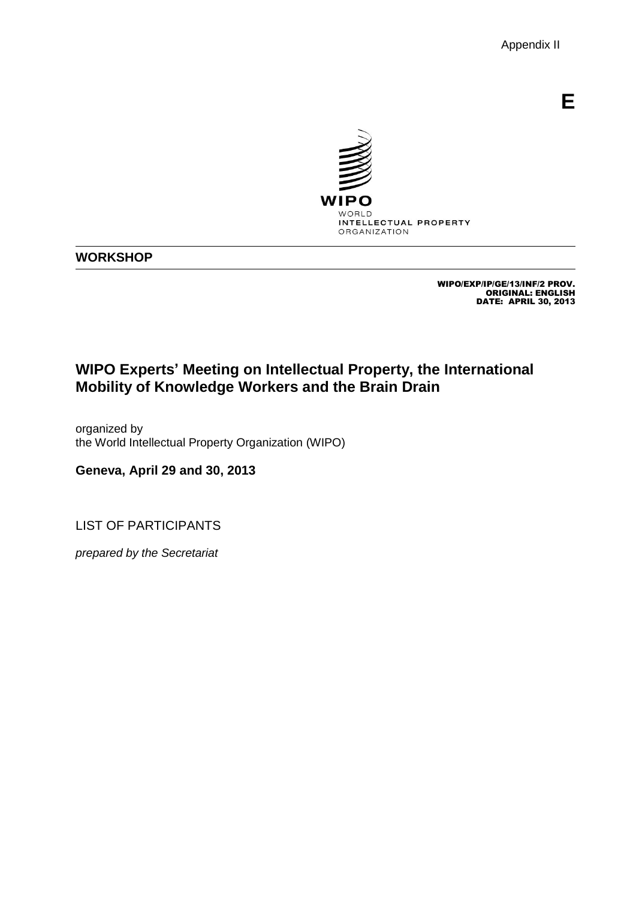Appendix II

E

WIPO
WORLD
INTELLECTUAL PROPERTY
ORGANIZATION

**WORKSHOP**

WIPO/EXP/IP/GE/13/INF/2 PROV.
ORIGINAL: ENGLISH
DATE: APRIL 30, 2013

# WIPO Experts' Meeting on Intellectual Property, the International Mobility of Knowledge Workers and the Brain Drain

organized by
the World Intellectual Property Organization (WIPO)

**Geneva, April 29 and 30, 2013**

LIST OF PARTICIPANTS

*prepared by the Secretariat*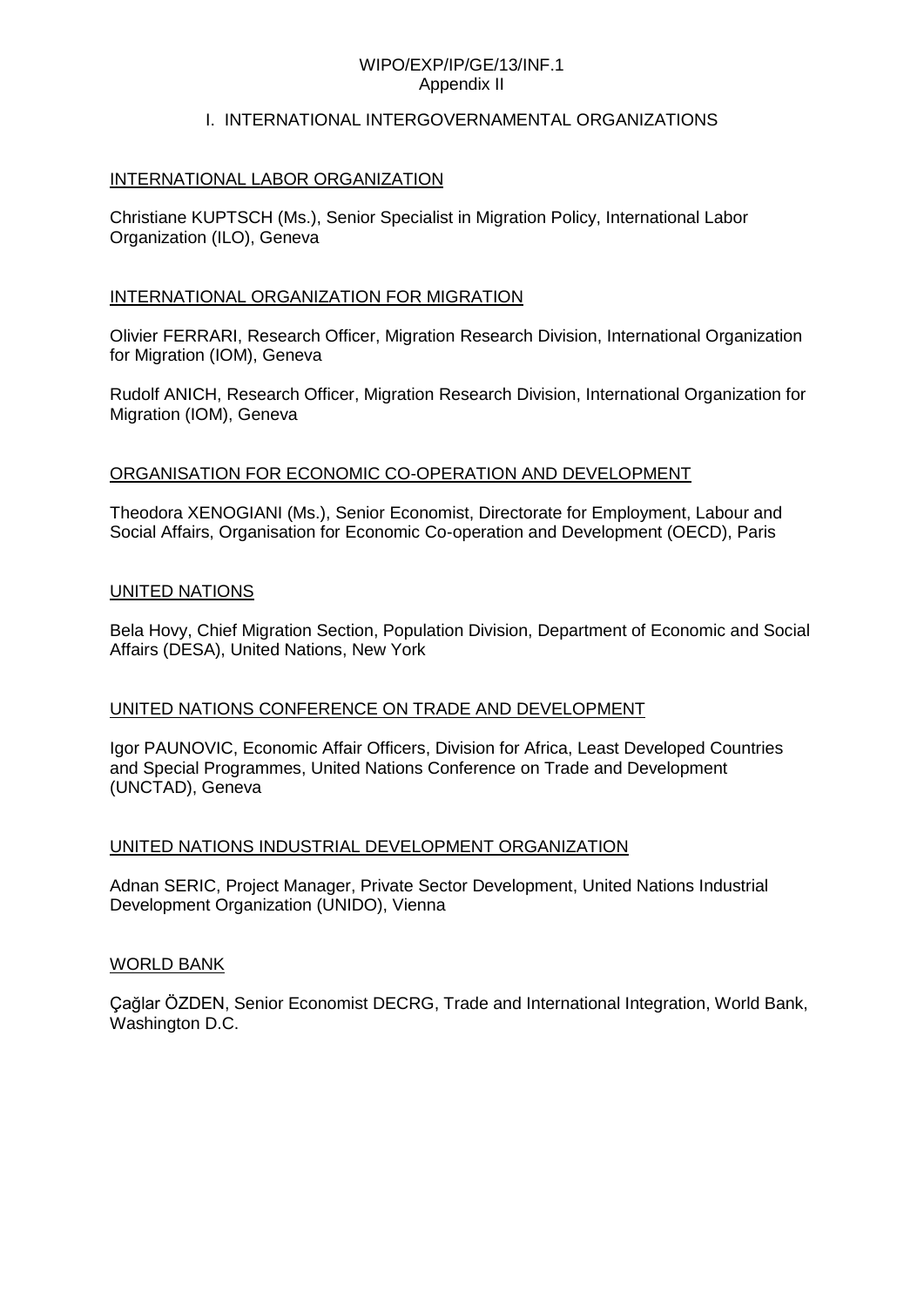## I. INTERNATIONAL INTERGOVERNMENTAL ORGANIZATIONS

### INTERNATIONAL LABOR ORGANIZATION

Christiane KUPTSCH (Ms.), Senior Specialist in Migration Policy, International Labor Organization (ILO), Geneva

### INTERNATIONAL ORGANIZATION FOR MIGRATION

Olivier FERRARI, Research Officer, Migration Research Division, International Organization for Migration (IOM), Geneva

Rudolf ANICH, Research Officer, Migration Research Division, International Organization for Migration (IOM), Geneva

### ORGANISATION FOR ECONOMIC CO-OPERATION AND DEVELOPMENT

Theodora XENOGIANI (Ms.), Senior Economist, Directorate for Employment, Labour and Social Affairs, Organisation for Economic Co-operation and Development (OECD), Paris

### UNITED NATIONS

Bela Hovy, Chief Migration Section, Population Division, Department of Economic and Social Affairs (DESA), United Nations, New York

### UNITED NATIONS CONFERENCE ON TRADE AND DEVELOPMENT

Igor PAUNOVIC, Economic Affair Officers, Division for Africa, Least Developed Countries and Special Programmes, United Nations Conference on Trade and Development (UNCTAD), Geneva

### UNITED NATIONS INDUSTRIAL DEVELOPMENT ORGANIZATION

Adnan SERIC, Project Manager, Private Sector Development, United Nations Industrial Development Organization (UNIDO), Vienna

### WORLD BANK

Çağlar ÖZDEN, Senior Economist DECRG, Trade and International Integration, World Bank, Washington D.C.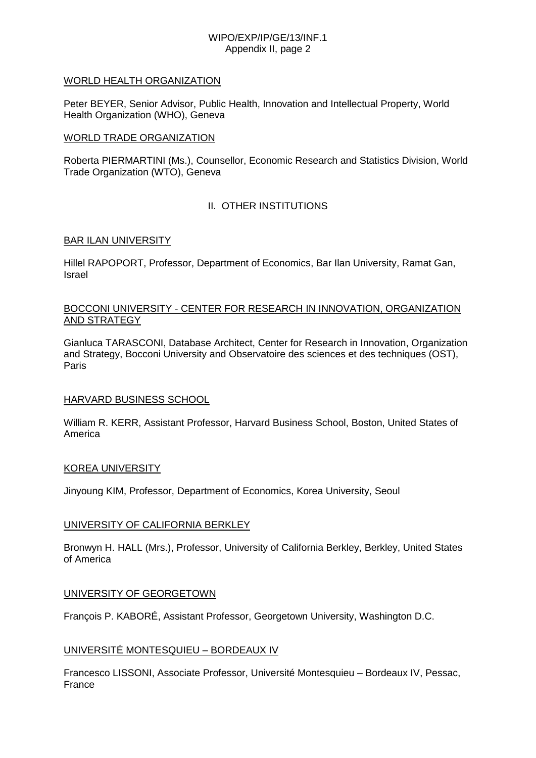WORLD HEALTH ORGANIZATION

Peter BEYER, Senior Advisor, Public Health, Innovation and Intellectual Property, World Health Organization (WHO), Geneva

WORLD TRADE ORGANIZATION

Roberta PIERMARTINI (Ms.), Counsellor, Economic Research and Statistics Division, World Trade Organization (WTO), Geneva

## II. OTHER INSTITUTIONS

BAR ILAN UNIVERSITY

Hillel RAPOPORT, Professor, Department of Economics, Bar Ilan University, Ramat Gan, Israel

BOCCONI UNIVERSITY - CENTER FOR RESEARCH IN INNOVATION, ORGANIZATION AND STRATEGY

Gianluca TARASCONI, Database Architect, Center for Research in Innovation, Organization and Strategy, Bocconi University and Observatoire des sciences et des techniques (OST), Paris

HARVARD BUSINESS SCHOOL

William R. KERR, Assistant Professor, Harvard Business School, Boston, United States of America

KOREA UNIVERSITY

Jinyoung KIM, Professor, Department of Economics, Korea University, Seoul

UNIVERSITY OF CALIFORNIA BERKLEY

Bronwyn H. HALL (Mrs.), Professor, University of California Berkley, Berkley, United States of America

UNIVERSITY OF GEORGETOWN

François P. KABORÉ, Assistant Professor, Georgetown University, Washington D.C.

UNIVERSITÉ MONTESQUIEU – BORDEAUX IV

Francesco LISSONI, Associate Professor, Université Montesquieu – Bordeaux IV, Pessac, France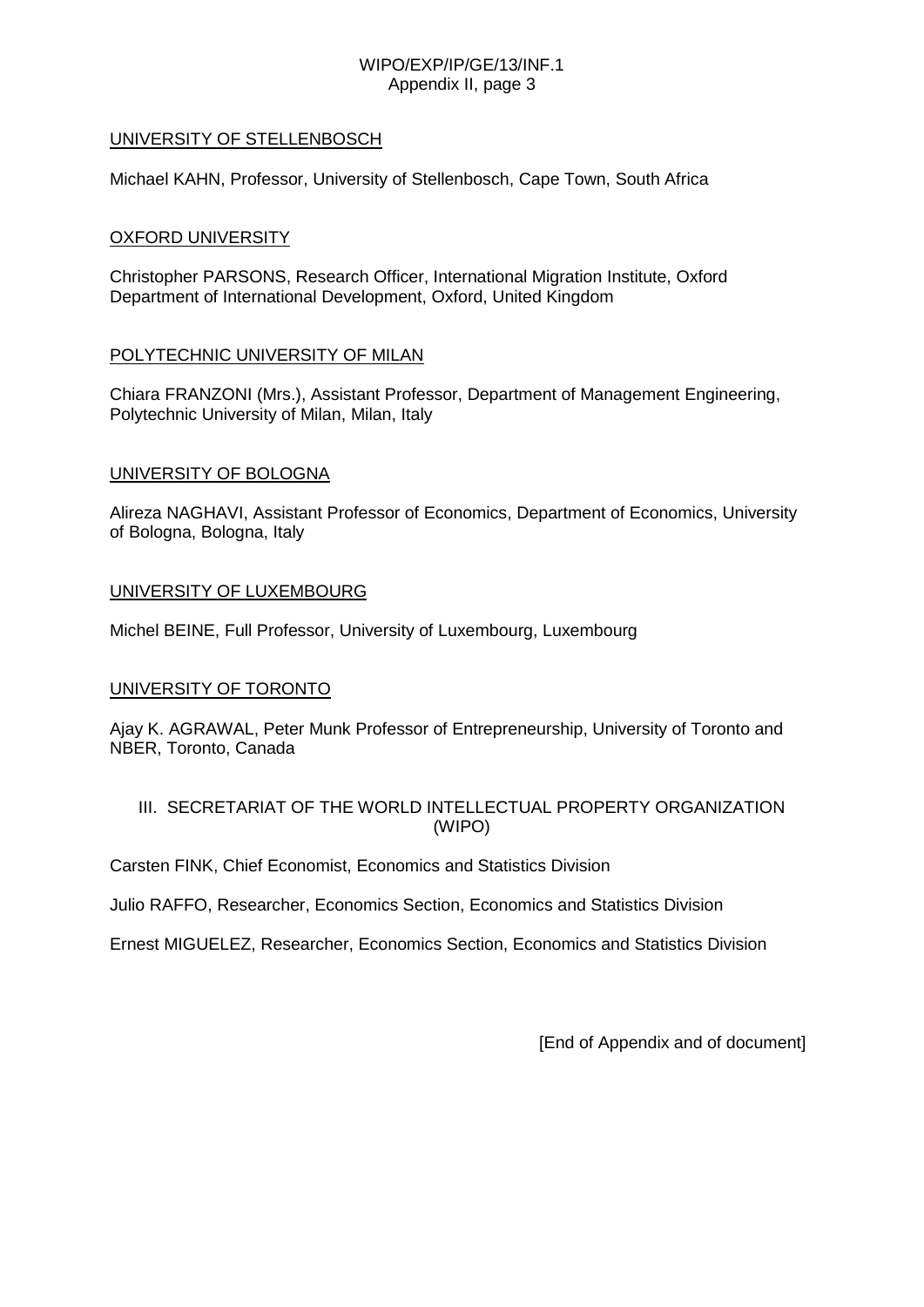UNIVERSITY OF STELLENBOSCH

Michael KAHN, Professor, University of Stellenbosch, Cape Town, South Africa

OXFORD UNIVERSITY

Christopher PARSONS, Research Officer, International Migration Institute, Oxford Department of International Development, Oxford, United Kingdom

POLYTECHNIC UNIVERSITY OF MILAN

Chiara FRANZONI (Mrs.), Assistant Professor, Department of Management Engineering, Polytechnic University of Milan, Milan, Italy

UNIVERSITY OF BOLOGNA

Alireza NAGHAVI, Assistant Professor of Economics, Department of Economics, University of Bologna, Bologna, Italy

UNIVERSITY OF LUXEMBOURG

Michel BEINE, Full Professor, University of Luxembourg, Luxembourg

UNIVERSITY OF TORONTO

Ajay K. AGRAWAL, Peter Munk Professor of Entrepreneurship, University of Toronto and NBER, Toronto, Canada

## III. SECRETARIAT OF THE WORLD INTELLECTUAL PROPERTY ORGANIZATION (WIPO)

Carsten FINK, Chief Economist, Economics and Statistics Division

Julio RAFFO, Researcher, Economics Section, Economics and Statistics Division

Ernest MIGUELEZ, Researcher, Economics Section, Economics and Statistics Division

[End of Appendix and of document]